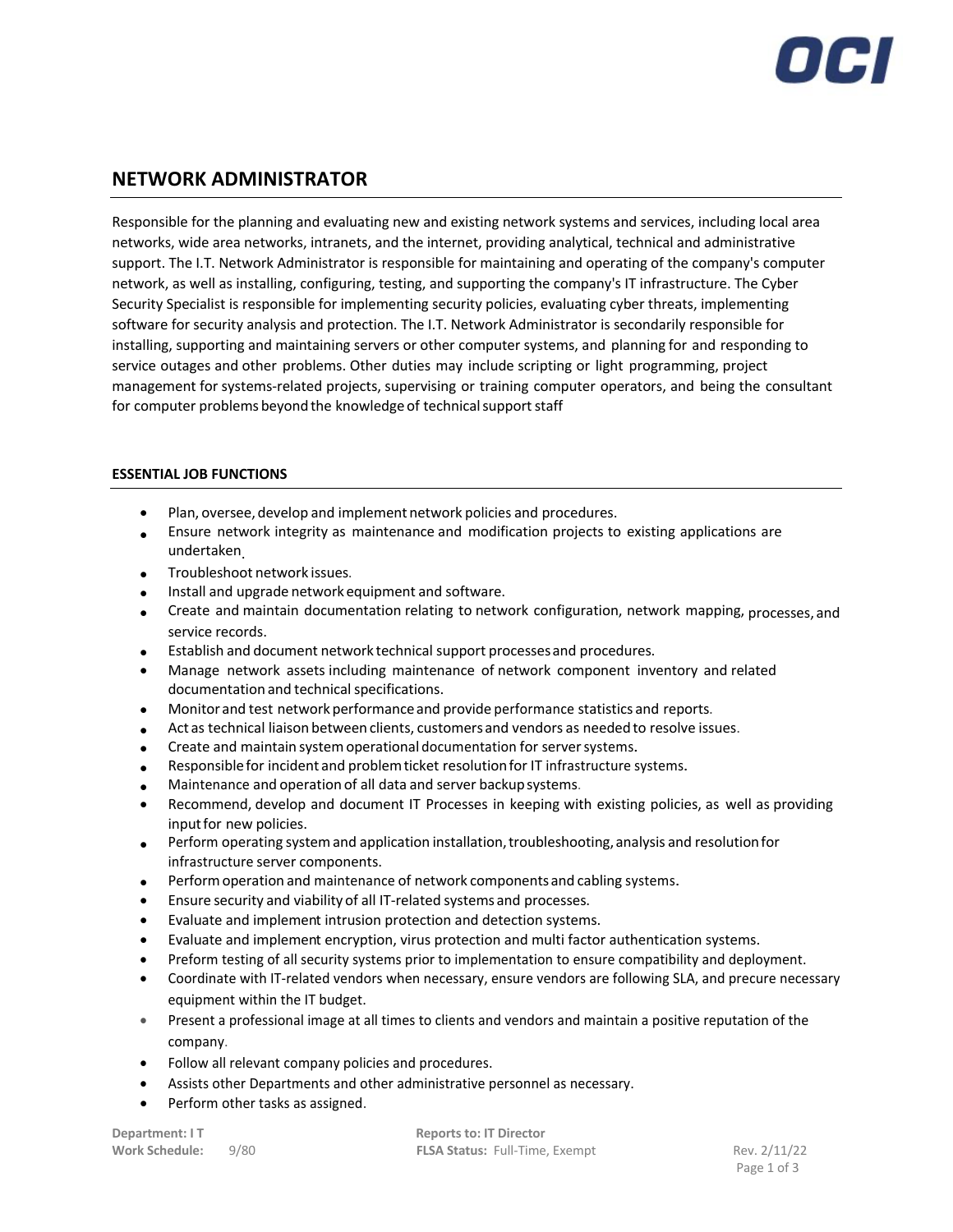# NETWORK ADMINISTRATOR

Responsible for the planning and evaluating new and existing network systems and services, including local area networks, wide area networks, intranets, and the internet, providing analytical, technical and administrative support. The I.T. Network Administrator is responsible for maintaining and operating of the company's computer network, as well as installing, configuring, testing, and supporting the company's IT infrastructure. The Cyber Security Specialist is responsible for implementing security policies, evaluating cyber threats, implementing software for security analysis and protection. The I.T. Network Administrator is secondarily responsible for installing, supporting and maintaining servers or other computer systems, and planning for and responding to service outages and other problems. Other duties may include scripting or light programming, project management for systems-related projects, supervising or training computer operators, and being the consultant for computer problems beyond the knowledge of technical support staff

## ESSENTIAL JOB FUNCTIONS

- Plan, oversee, develop and implement network policies and procedures.
- Ensure network integrity as maintenance and modification projects to existing applications are undertaken.
- Troubleshoot network issues.
- Install and upgrade network equipment and software.
- Create and maintain documentation relating to network configuration, network mapping, processes, and service records.
- Establish and document network technical support processes and procedures.
- Manage network assets including maintenance of network component inventory and related documentation and technical specifications.
- Monitor and test network performance and provide performance statistics and reports.
- Act as technical liaison between clients, customers and vendors as needed to resolve issues.
- Create and maintain system operational documentation for server systems.
- Responsible for incident and problem ticket resolution for IT infrastructure systems.
- Maintenance and operation of all data and server backup systems.
- Recommend, develop and document IT Processes in keeping with existing policies, as well as providing input for new policies.
- Perform operating system and application installation, troubleshooting, analysis and resolution for infrastructure server components.
- Perform operation and maintenance of network components and cabling systems.
- Ensure security and viability of all IT-related systems and processes.
- Evaluate and implement intrusion protection and detection systems.
- Evaluate and implement encryption, virus protection and multi factor authentication systems.
- Preform testing of all security systems prior to implementation to ensure compatibility and deployment.
- Coordinate with IT-related vendors when necessary, ensure vendors are following SLA, and precure necessary equipment within the IT budget.
- Present a professional image at all times to clients and vendors and maintain a positive reputation of the company.
- Follow all relevant company policies and procedures.
- Assists other Departments and other administrative personnel as necessary.
- Perform other tasks as assigned.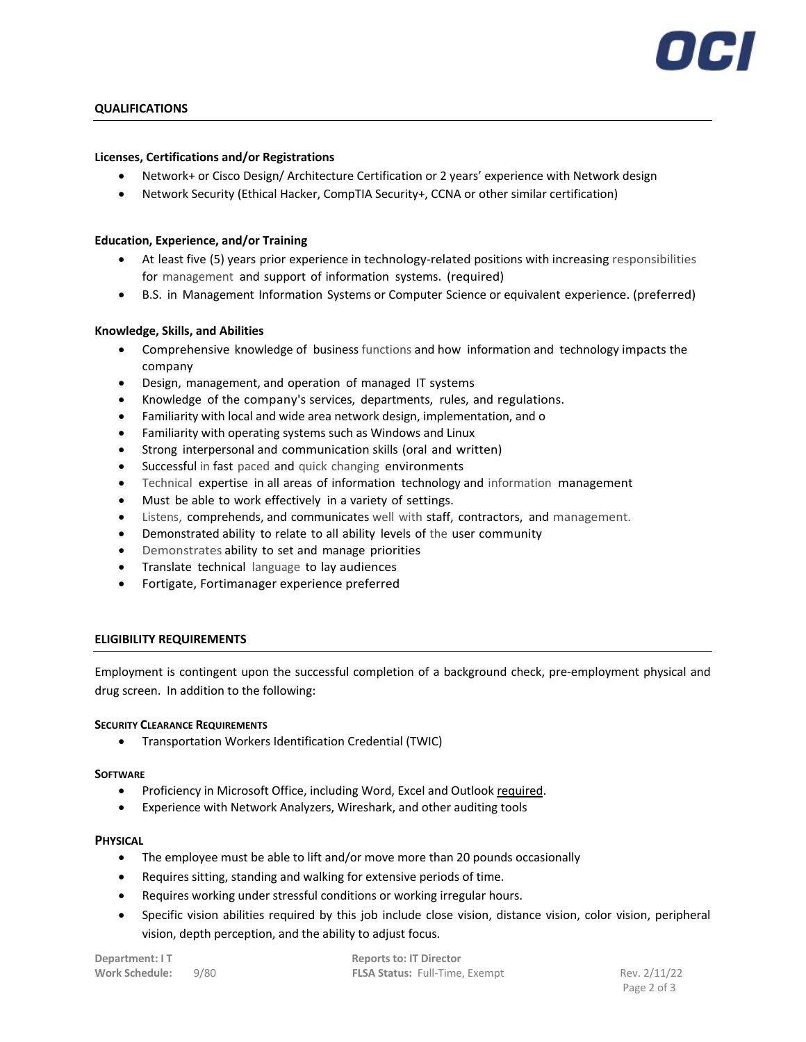## QUALIFICATIONS

### Licenses, Certifications and/or Registrations

- Network+ or Cisco Design/ Architecture Certification or 2 years' experience with Network design
- Network Security (Ethical Hacker, CompTIA Security+, CCNA or other similar certification)

### Education, Experience, and/or Training

- At least five (5) years prior experience in technology-related positions with increasing responsibilities for management and support of information systems. (required)
- B.S. in Management Information Systems or Computer Science or equivalent experience. (preferred)

### Knowledge, Skills, and Abilities

- Comprehensive knowledge of business functions and how information and technology impacts the company
- Design, management, and operation of managed IT systems
- Knowledge of the company's services, departments, rules, and regulations.
- Familiarity with local and wide area network design, implementation, and o
- Familiarity with operating systems such as Windows and Linux
- Strong interpersonal and communication skills (oral and written)
- Successful in fast paced and quick changing environments
- Technical expertise in all areas of information technology and information management
- Must be able to work effectively in a variety of settings.
- Listens, comprehends, and communicates well with staff, contractors, and management.
- Demonstrated ability to relate to all ability levels of the user community
- Demonstrates ability to set and manage priorities
- Translate technical language to lay audiences
- Fortigate, Fortimanager experience preferred

## ELIGIBILITY REQUIREMENTS

Employment is contingent upon the successful completion of a background check, pre-employment physical and drug screen. In addition to the following:

### Security Clearance Requirements

- Transportation Workers Identification Credential (TWIC)

### Software

- Proficiency in Microsoft Office, including Word, Excel and Outlook required.
- Experience with Network Analyzers, Wireshark, and other auditing tools

### Physical

- The employee must be able to lift and/or move more than 20 pounds occasionally
- Requires sitting, standing and walking for extensive periods of time.
- Requires working under stressful conditions or working irregular hours.
- Specific vision abilities required by this job include close vision, distance vision, color vision, peripheral vision, depth perception, and the ability to adjust focus.

**Department:** I T
**Work Schedule:** 9/80
**Reports to:** IT Director
**FLSA Status:** Full-Time, Exempt
Rev. 2/11/22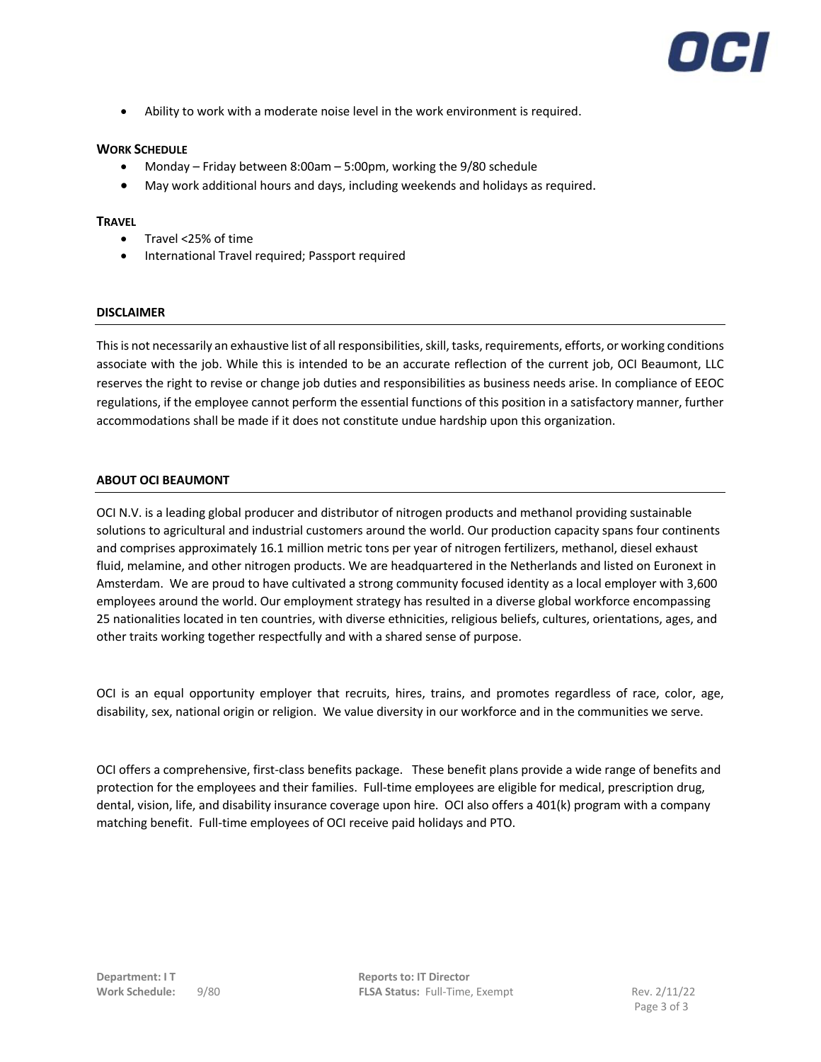- Ability to work with a moderate noise level in the work environment is required.

### Work Schedule

- Monday – Friday between 8:00am – 5:00pm, working the 9/80 schedule
- May work additional hours and days, including weekends and holidays as required.

### Travel

- Travel <25% of time
- International Travel required; Passport required

## DISCLAIMER

This is not necessarily an exhaustive list of all responsibilities, skill, tasks, requirements, efforts, or working conditions associate with the job. While this is intended to be an accurate reflection of the current job, OCI Beaumont, LLC reserves the right to revise or change job duties and responsibilities as business needs arise. In compliance of EEOC regulations, if the employee cannot perform the essential functions of this position in a satisfactory manner, further accommodations shall be made if it does not constitute undue hardship upon this organization.

## ABOUT OCI BEAUMONT

OCI N.V. is a leading global producer and distributor of nitrogen products and methanol providing sustainable solutions to agricultural and industrial customers around the world. Our production capacity spans four continents and comprises approximately 16.1 million metric tons per year of nitrogen fertilizers, methanol, diesel exhaust fluid, melamine, and other nitrogen products. We are headquartered in the Netherlands and listed on Euronext in Amsterdam. We are proud to have cultivated a strong community focused identity as a local employer with 3,600 employees around the world. Our employment strategy has resulted in a diverse global workforce encompassing 25 nationalities located in ten countries, with diverse ethnicities, religious beliefs, cultures, orientations, ages, and other traits working together respectfully and with a shared sense of purpose.

OCI is an equal opportunity employer that recruits, hires, trains, and promotes regardless of race, color, age, disability, sex, national origin or religion. We value diversity in our workforce and in the communities we serve.

OCI offers a comprehensive, first-class benefits package. These benefit plans provide a wide range of benefits and protection for the employees and their families. Full-time employees are eligible for medical, prescription drug, dental, vision, life, and disability insurance coverage upon hire. OCI also offers a 401(k) program with a company matching benefit. Full-time employees of OCI receive paid holidays and PTO.